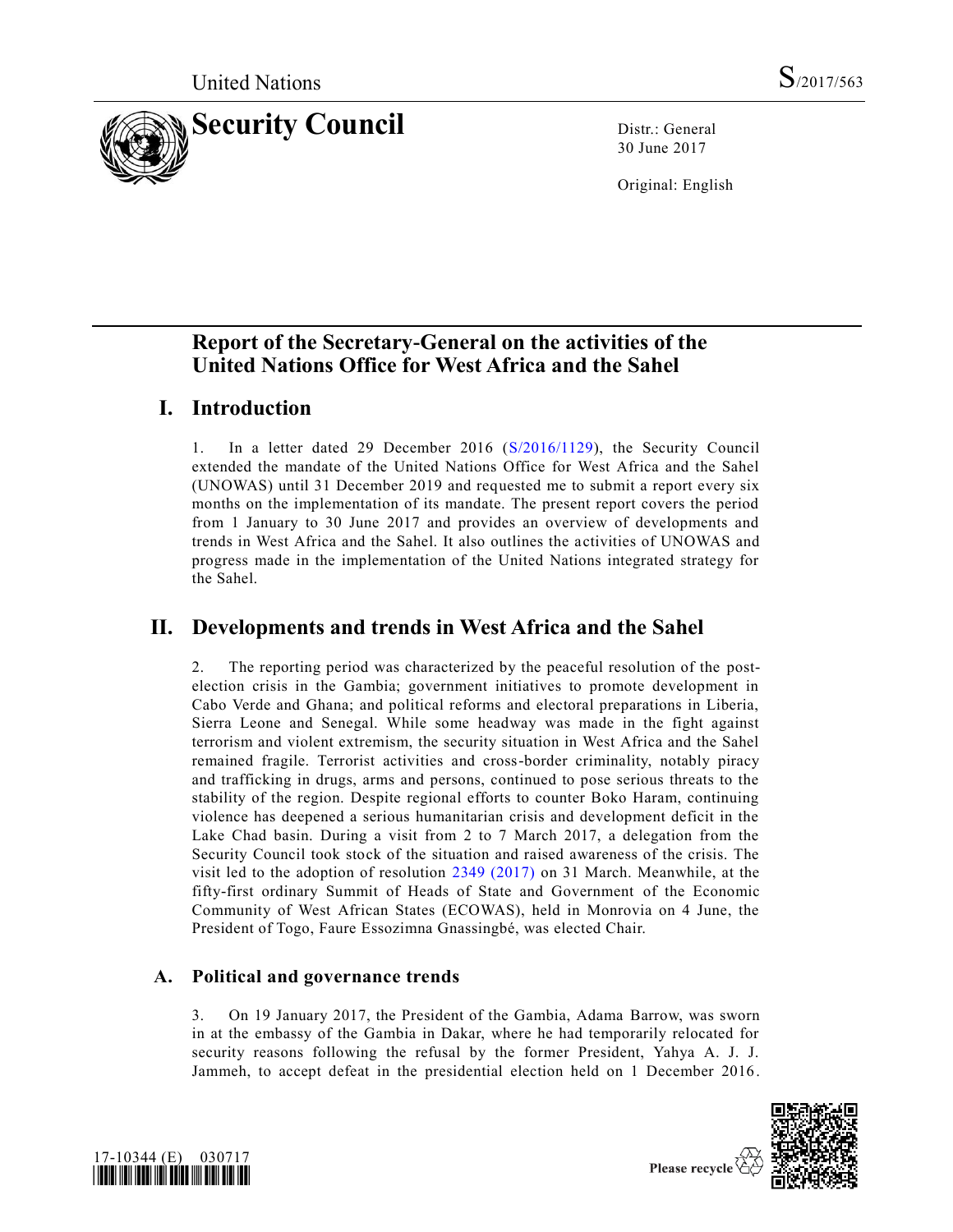United Nations S/2017/563

# Security Council

Distr.: General
30 June 2017

Original: English

# Report of the Secretary-General on the activities of the United Nations Office for West Africa and the Sahel

## I. Introduction

1. In a letter dated 29 December 2016 (S/2016/1129), the Security Council extended the mandate of the United Nations Office for West Africa and the Sahel (UNOWAS) until 31 December 2019 and requested me to submit a report every six months on the implementation of its mandate. The present report covers the period from 1 January to 30 June 2017 and provides an overview of developments and trends in West Africa and the Sahel. It also outlines the activities of UNOWAS and progress made in the implementation of the United Nations integrated strategy for the Sahel.

## II. Developments and trends in West Africa and the Sahel

2. The reporting period was characterized by the peaceful resolution of the post-election crisis in the Gambia; government initiatives to promote development in Cabo Verde and Ghana; and political reforms and electoral preparations in Liberia, Sierra Leone and Senegal. While some headway was made in the fight against terrorism and violent extremism, the security situation in West Africa and the Sahel remained fragile. Terrorist activities and cross-border criminality, notably piracy and trafficking in drugs, arms and persons, continued to pose serious threats to the stability of the region. Despite regional efforts to counter Boko Haram, continuing violence has deepened a serious humanitarian crisis and development deficit in the Lake Chad basin. During a visit from 2 to 7 March 2017, a delegation from the Security Council took stock of the situation and raised awareness of the crisis. The visit led to the adoption of resolution 2349 (2017) on 31 March. Meanwhile, at the fifty-first ordinary Summit of Heads of State and Government of the Economic Community of West African States (ECOWAS), held in Monrovia on 4 June, the President of Togo, Faure Essozimna Gnassingbé, was elected Chair.

### A. Political and governance trends

3. On 19 January 2017, the President of the Gambia, Adama Barrow, was sworn in at the embassy of the Gambia in Dakar, where he had temporarily relocated for security reasons following the refusal by the former President, Yahya A. J. J. Jammeh, to accept defeat in the presidential election held on 1 December 2016.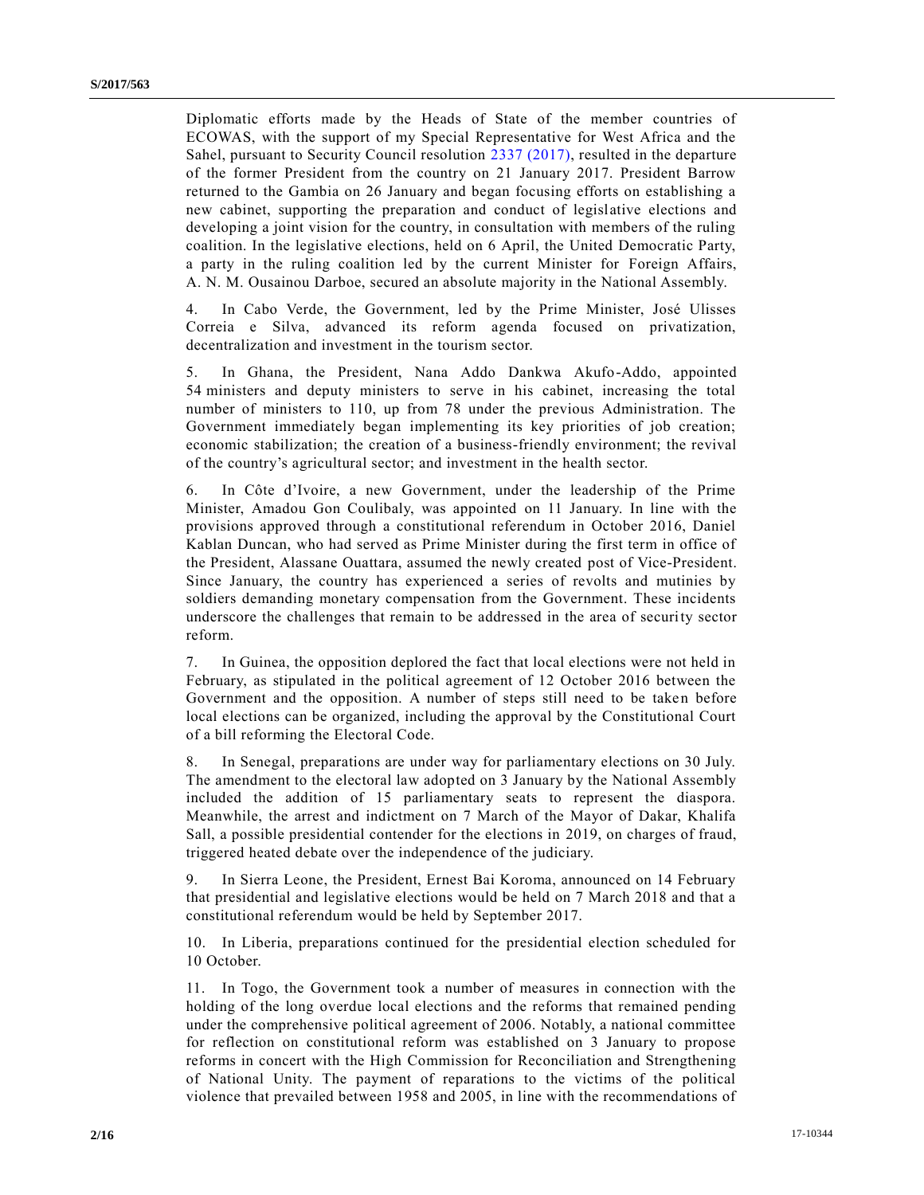Diplomatic efforts made by the Heads of State of the member countries of ECOWAS, with the support of my Special Representative for West Africa and the Sahel, pursuant to Security Council resolution 2337 (2017), resulted in the departure of the former President from the country on 21 January 2017. President Barrow returned to the Gambia on 26 January and began focusing efforts on establishing a new cabinet, supporting the preparation and conduct of legislative elections and developing a joint vision for the country, in consultation with members of the ruling coalition. In the legislative elections, held on 6 April, the United Democratic Party, a party in the ruling coalition led by the current Minister for Foreign Affairs, A. N. M. Ousainou Darboe, secured an absolute majority in the National Assembly.

4. In Cabo Verde, the Government, led by the Prime Minister, José Ulisses Correia e Silva, advanced its reform agenda focused on privatization, decentralization and investment in the tourism sector.

5. In Ghana, the President, Nana Addo Dankwa Akufo-Addo, appointed 54 ministers and deputy ministers to serve in his cabinet, increasing the total number of ministers to 110, up from 78 under the previous Administration. The Government immediately began implementing its key priorities of job creation; economic stabilization; the creation of a business-friendly environment; the revival of the country's agricultural sector; and investment in the health sector.

6. In Côte d'Ivoire, a new Government, under the leadership of the Prime Minister, Amadou Gon Coulibaly, was appointed on 11 January. In line with the provisions approved through a constitutional referendum in October 2016, Daniel Kablan Duncan, who had served as Prime Minister during the first term in office of the President, Alassane Ouattara, assumed the newly created post of Vice-President. Since January, the country has experienced a series of revolts and mutinies by soldiers demanding monetary compensation from the Government. These incidents underscore the challenges that remain to be addressed in the area of security sector reform.

7. In Guinea, the opposition deplored the fact that local elections were not held in February, as stipulated in the political agreement of 12 October 2016 between the Government and the opposition. A number of steps still need to be taken before local elections can be organized, including the approval by the Constitutional Court of a bill reforming the Electoral Code.

8. In Senegal, preparations are under way for parliamentary elections on 30 July. The amendment to the electoral law adopted on 3 January by the National Assembly included the addition of 15 parliamentary seats to represent the diaspora. Meanwhile, the arrest and indictment on 7 March of the Mayor of Dakar, Khalifa Sall, a possible presidential contender for the elections in 2019, on charges of fraud, triggered heated debate over the independence of the judiciary.

9. In Sierra Leone, the President, Ernest Bai Koroma, announced on 14 February that presidential and legislative elections would be held on 7 March 2018 and that a constitutional referendum would be held by September 2017.

10. In Liberia, preparations continued for the presidential election scheduled for 10 October.

11. In Togo, the Government took a number of measures in connection with the holding of the long overdue local elections and the reforms that remained pending under the comprehensive political agreement of 2006. Notably, a national committee for reflection on constitutional reform was established on 3 January to propose reforms in concert with the High Commission for Reconciliation and Strengthening of National Unity. The payment of reparations to the victims of the political violence that prevailed between 1958 and 2005, in line with the recommendations of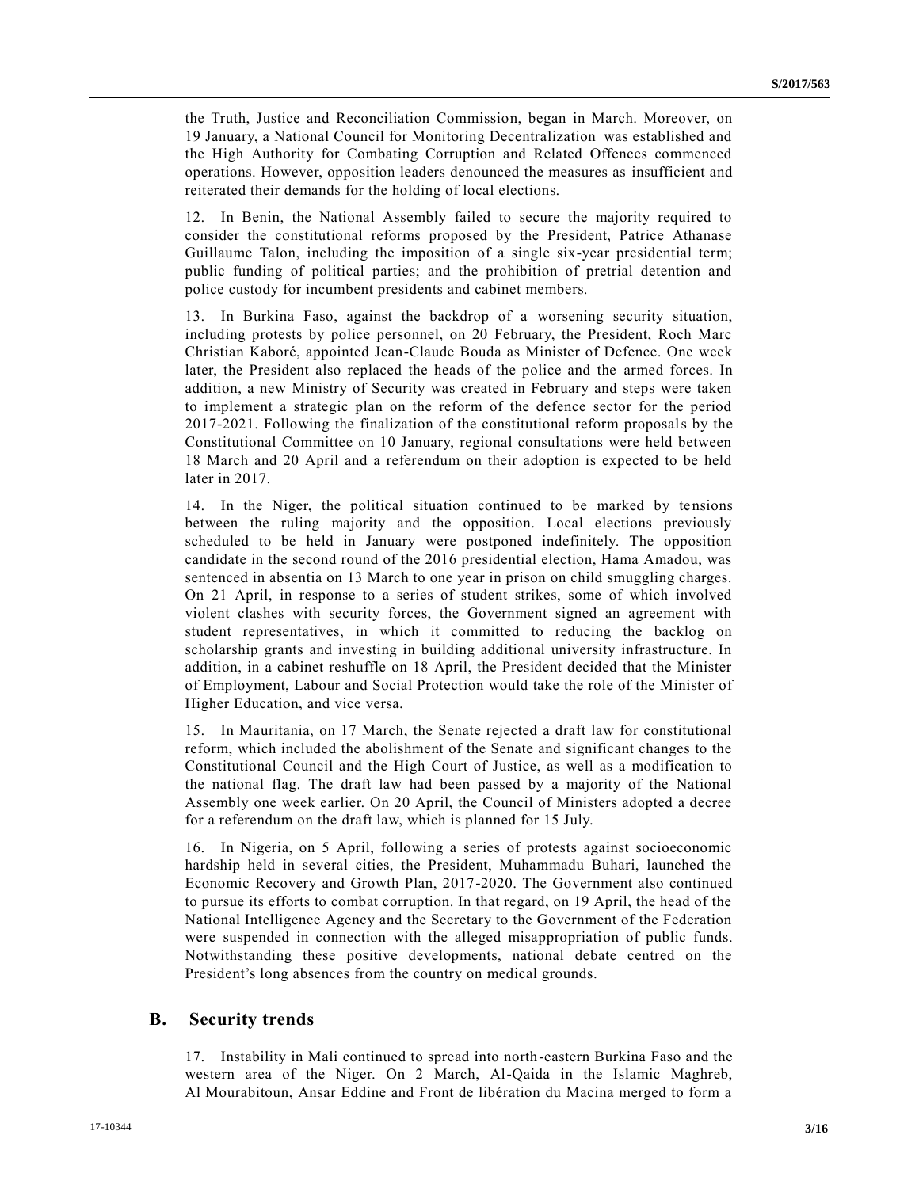the Truth, Justice and Reconciliation Commission, began in March. Moreover, on 19 January, a National Council for Monitoring Decentralization was established and the High Authority for Combating Corruption and Related Offences commenced operations. However, opposition leaders denounced the measures as insufficient and reiterated their demands for the holding of local elections.

12. In Benin, the National Assembly failed to secure the majority required to consider the constitutional reforms proposed by the President, Patrice Athanase Guillaume Talon, including the imposition of a single six-year presidential term; public funding of political parties; and the prohibition of pretrial detention and police custody for incumbent presidents and cabinet members.

13. In Burkina Faso, against the backdrop of a worsening security situation, including protests by police personnel, on 20 February, the President, Roch Marc Christian Kaboré, appointed Jean-Claude Bouda as Minister of Defence. One week later, the President also replaced the heads of the police and the armed forces. In addition, a new Ministry of Security was created in February and steps were taken to implement a strategic plan on the reform of the defence sector for the period 2017-2021. Following the finalization of the constitutional reform proposals by the Constitutional Committee on 10 January, regional consultations were held between 18 March and 20 April and a referendum on their adoption is expected to be held later in 2017.

14. In the Niger, the political situation continued to be marked by tensions between the ruling majority and the opposition. Local elections previously scheduled to be held in January were postponed indefinitely. The opposition candidate in the second round of the 2016 presidential election, Hama Amadou, was sentenced in absentia on 13 March to one year in prison on child smuggling charges. On 21 April, in response to a series of student strikes, some of which involved violent clashes with security forces, the Government signed an agreement with student representatives, in which it committed to reducing the backlog on scholarship grants and investing in building additional university infrastructure. In addition, in a cabinet reshuffle on 18 April, the President decided that the Minister of Employment, Labour and Social Protection would take the role of the Minister of Higher Education, and vice versa.

15. In Mauritania, on 17 March, the Senate rejected a draft law for constitutional reform, which included the abolishment of the Senate and significant changes to the Constitutional Council and the High Court of Justice, as well as a modification to the national flag. The draft law had been passed by a majority of the National Assembly one week earlier. On 20 April, the Council of Ministers adopted a decree for a referendum on the draft law, which is planned for 15 July.

16. In Nigeria, on 5 April, following a series of protests against socioeconomic hardship held in several cities, the President, Muhammadu Buhari, launched the Economic Recovery and Growth Plan, 2017-2020. The Government also continued to pursue its efforts to combat corruption. In that regard, on 19 April, the head of the National Intelligence Agency and the Secretary to the Government of the Federation were suspended in connection with the alleged misappropriation of public funds. Notwithstanding these positive developments, national debate centred on the President's long absences from the country on medical grounds.

## B. Security trends

17. Instability in Mali continued to spread into north-eastern Burkina Faso and the western area of the Niger. On 2 March, Al-Qaida in the Islamic Maghreb, Al Mourabitoun, Ansar Eddine and Front de libération du Macina merged to form a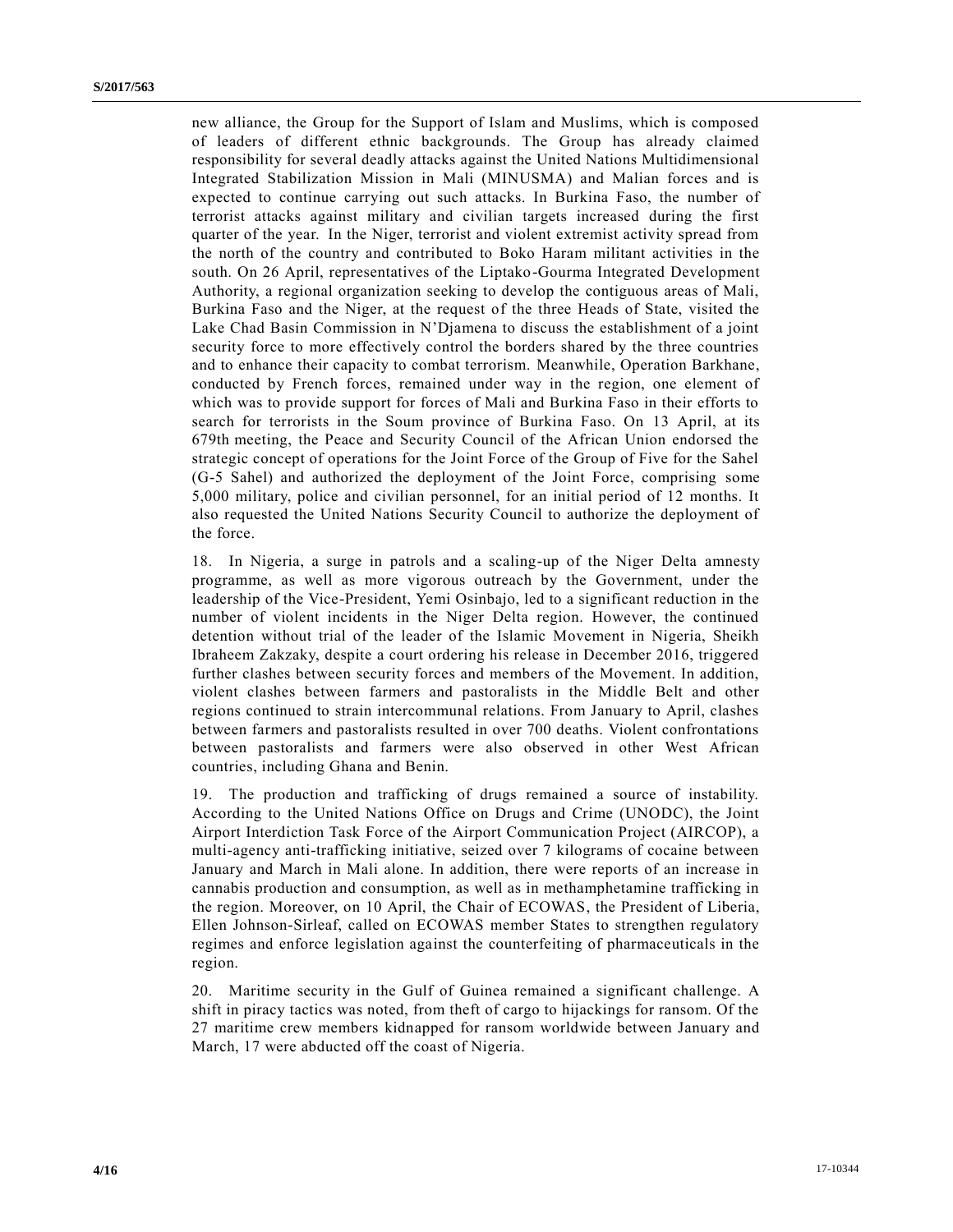new alliance, the Group for the Support of Islam and Muslims, which is composed of leaders of different ethnic backgrounds. The Group has already claimed responsibility for several deadly attacks against the United Nations Multidimensional Integrated Stabilization Mission in Mali (MINUSMA) and Malian forces and is expected to continue carrying out such attacks. In Burkina Faso, the number of terrorist attacks against military and civilian targets increased during the first quarter of the year. In the Niger, terrorist and violent extremist activity spread from the north of the country and contributed to Boko Haram militant activities in the south. On 26 April, representatives of the Liptako-Gourma Integrated Development Authority, a regional organization seeking to develop the contiguous areas of Mali, Burkina Faso and the Niger, at the request of the three Heads of State, visited the Lake Chad Basin Commission in N'Djamena to discuss the establishment of a joint security force to more effectively control the borders shared by the three countries and to enhance their capacity to combat terrorism. Meanwhile, Operation Barkhane, conducted by French forces, remained under way in the region, one element of which was to provide support for forces of Mali and Burkina Faso in their efforts to search for terrorists in the Soum province of Burkina Faso. On 13 April, at its 679th meeting, the Peace and Security Council of the African Union endorsed the strategic concept of operations for the Joint Force of the Group of Five for the Sahel (G-5 Sahel) and authorized the deployment of the Joint Force, comprising some 5,000 military, police and civilian personnel, for an initial period of 12 months. It also requested the United Nations Security Council to authorize the deployment of the force.

18. In Nigeria, a surge in patrols and a scaling-up of the Niger Delta amnesty programme, as well as more vigorous outreach by the Government, under the leadership of the Vice-President, Yemi Osinbajo, led to a significant reduction in the number of violent incidents in the Niger Delta region. However, the continued detention without trial of the leader of the Islamic Movement in Nigeria, Sheikh Ibraheem Zakzaky, despite a court ordering his release in December 2016, triggered further clashes between security forces and members of the Movement. In addition, violent clashes between farmers and pastoralists in the Middle Belt and other regions continued to strain intercommunal relations. From January to April, clashes between farmers and pastoralists resulted in over 700 deaths. Violent confrontations between pastoralists and farmers were also observed in other West African countries, including Ghana and Benin.

19. The production and trafficking of drugs remained a source of instability. According to the United Nations Office on Drugs and Crime (UNODC), the Joint Airport Interdiction Task Force of the Airport Communication Project (AIRCOP), a multi-agency anti-trafficking initiative, seized over 7 kilograms of cocaine between January and March in Mali alone. In addition, there were reports of an increase in cannabis production and consumption, as well as in methamphetamine trafficking in the region. Moreover, on 10 April, the Chair of ECOWAS, the President of Liberia, Ellen Johnson-Sirleaf, called on ECOWAS member States to strengthen regulatory regimes and enforce legislation against the counterfeiting of pharmaceuticals in the region.

20. Maritime security in the Gulf of Guinea remained a significant challenge. A shift in piracy tactics was noted, from theft of cargo to hijackings for ransom. Of the 27 maritime crew members kidnapped for ransom worldwide between January and March, 17 were abducted off the coast of Nigeria.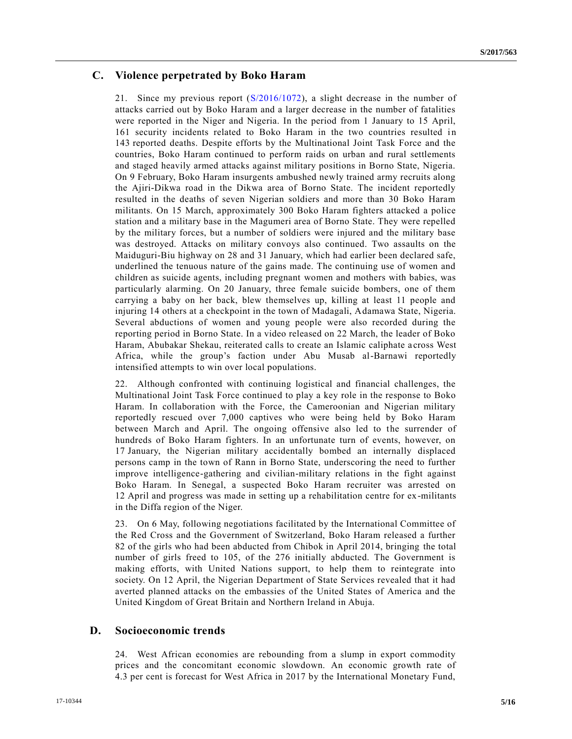## C. Violence perpetrated by Boko Haram

21. Since my previous report (S/2016/1072), a slight decrease in the number of attacks carried out by Boko Haram and a larger decrease in the number of fatalities were reported in the Niger and Nigeria. In the period from 1 January to 15 April, 161 security incidents related to Boko Haram in the two countries resulted in 143 reported deaths. Despite efforts by the Multinational Joint Task Force and the countries, Boko Haram continued to perform raids on urban and rural settlements and staged heavily armed attacks against military positions in Borno State, Nigeria. On 9 February, Boko Haram insurgents ambushed newly trained army recruits along the Ajiri-Dikwa road in the Dikwa area of Borno State. The incident reportedly resulted in the deaths of seven Nigerian soldiers and more than 30 Boko Haram militants. On 15 March, approximately 300 Boko Haram fighters attacked a police station and a military base in the Magumeri area of Borno State. They were repelled by the military forces, but a number of soldiers were injured and the military base was destroyed. Attacks on military convoys also continued. Two assaults on the Maiduguri-Biu highway on 28 and 31 January, which had earlier been declared safe, underlined the tenuous nature of the gains made. The continuing use of women and children as suicide agents, including pregnant women and mothers with babies, was particularly alarming. On 20 January, three female suicide bombers, one of them carrying a baby on her back, blew themselves up, killing at least 11 people and injuring 14 others at a checkpoint in the town of Madagali, Adamawa State, Nigeria. Several abductions of women and young people were also recorded during the reporting period in Borno State. In a video released on 22 March, the leader of Boko Haram, Abubakar Shekau, reiterated calls to create an Islamic caliphate across West Africa, while the group's faction under Abu Musab al-Barnawi reportedly intensified attempts to win over local populations.

22. Although confronted with continuing logistical and financial challenges, the Multinational Joint Task Force continued to play a key role in the response to Boko Haram. In collaboration with the Force, the Cameroonian and Nigerian military reportedly rescued over 7,000 captives who were being held by Boko Haram between March and April. The ongoing offensive also led to the surrender of hundreds of Boko Haram fighters. In an unfortunate turn of events, however, on 17 January, the Nigerian military accidentally bombed an internally displaced persons camp in the town of Rann in Borno State, underscoring the need to further improve intelligence-gathering and civilian-military relations in the fight against Boko Haram. In Senegal, a suspected Boko Haram recruiter was arrested on 12 April and progress was made in setting up a rehabilitation centre for ex-militants in the Diffa region of the Niger.

23. On 6 May, following negotiations facilitated by the International Committee of the Red Cross and the Government of Switzerland, Boko Haram released a further 82 of the girls who had been abducted from Chibok in April 2014, bringing the total number of girls freed to 105, of the 276 initially abducted. The Government is making efforts, with United Nations support, to help them to reintegrate into society. On 12 April, the Nigerian Department of State Services revealed that it had averted planned attacks on the embassies of the United States of America and the United Kingdom of Great Britain and Northern Ireland in Abuja.

## D. Socioeconomic trends

24. West African economies are rebounding from a slump in export commodity prices and the concomitant economic slowdown. An economic growth rate of 4.3 per cent is forecast for West Africa in 2017 by the International Monetary Fund,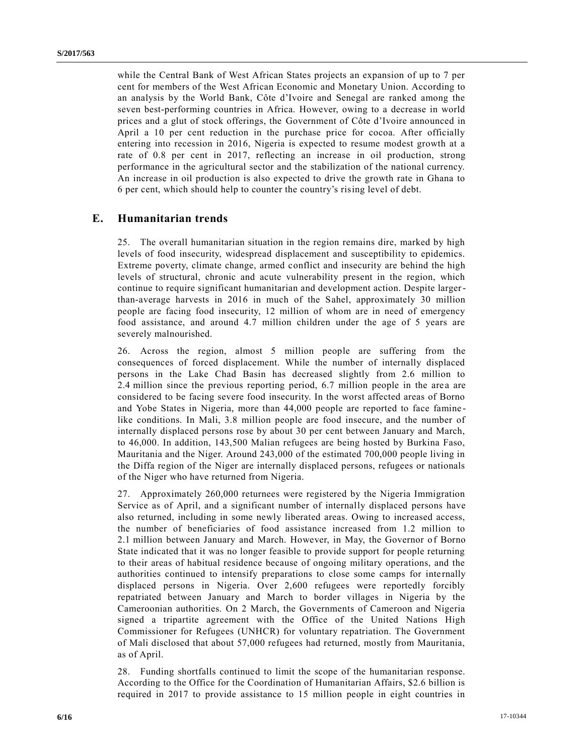while the Central Bank of West African States projects an expansion of up to 7 per cent for members of the West African Economic and Monetary Union. According to an analysis by the World Bank, Côte d'Ivoire and Senegal are ranked among the seven best-performing countries in Africa. However, owing to a decrease in world prices and a glut of stock offerings, the Government of Côte d'Ivoire announced in April a 10 per cent reduction in the purchase price for cocoa. After officially entering into recession in 2016, Nigeria is expected to resume modest growth at a rate of 0.8 per cent in 2017, reflecting an increase in oil production, strong performance in the agricultural sector and the stabilization of the national currency. An increase in oil production is also expected to drive the growth rate in Ghana to 6 per cent, which should help to counter the country's rising level of debt.

## E. Humanitarian trends

25. The overall humanitarian situation in the region remains dire, marked by high levels of food insecurity, widespread displacement and susceptibility to epidemics. Extreme poverty, climate change, armed conflict and insecurity are behind the high levels of structural, chronic and acute vulnerability present in the region, which continue to require significant humanitarian and development action. Despite larger-than-average harvests in 2016 in much of the Sahel, approximately 30 million people are facing food insecurity, 12 million of whom are in need of emergency food assistance, and around 4.7 million children under the age of 5 years are severely malnourished.

26. Across the region, almost 5 million people are suffering from the consequences of forced displacement. While the number of internally displaced persons in the Lake Chad Basin has decreased slightly from 2.6 million to 2.4 million since the previous reporting period, 6.7 million people in the area are considered to be facing severe food insecurity. In the worst affected areas of Borno and Yobe States in Nigeria, more than 44,000 people are reported to face famine-like conditions. In Mali, 3.8 million people are food insecure, and the number of internally displaced persons rose by about 30 per cent between January and March, to 46,000. In addition, 143,500 Malian refugees are being hosted by Burkina Faso, Mauritania and the Niger. Around 243,000 of the estimated 700,000 people living in the Diffa region of the Niger are internally displaced persons, refugees or nationals of the Niger who have returned from Nigeria.

27. Approximately 260,000 returnees were registered by the Nigeria Immigration Service as of April, and a significant number of internally displaced persons have also returned, including in some newly liberated areas. Owing to increased access, the number of beneficiaries of food assistance increased from 1.2 million to 2.1 million between January and March. However, in May, the Governor of Borno State indicated that it was no longer feasible to provide support for people returning to their areas of habitual residence because of ongoing military operations, and the authorities continued to intensify preparations to close some camps for internally displaced persons in Nigeria. Over 2,600 refugees were reportedly forcibly repatriated between January and March to border villages in Nigeria by the Cameroonian authorities. On 2 March, the Governments of Cameroon and Nigeria signed a tripartite agreement with the Office of the United Nations High Commissioner for Refugees (UNHCR) for voluntary repatriation. The Government of Mali disclosed that about 57,000 refugees had returned, mostly from Mauritania, as of April.

28. Funding shortfalls continued to limit the scope of the humanitarian response. According to the Office for the Coordination of Humanitarian Affairs, $2.6 billion is required in 2017 to provide assistance to 15 million people in eight countries in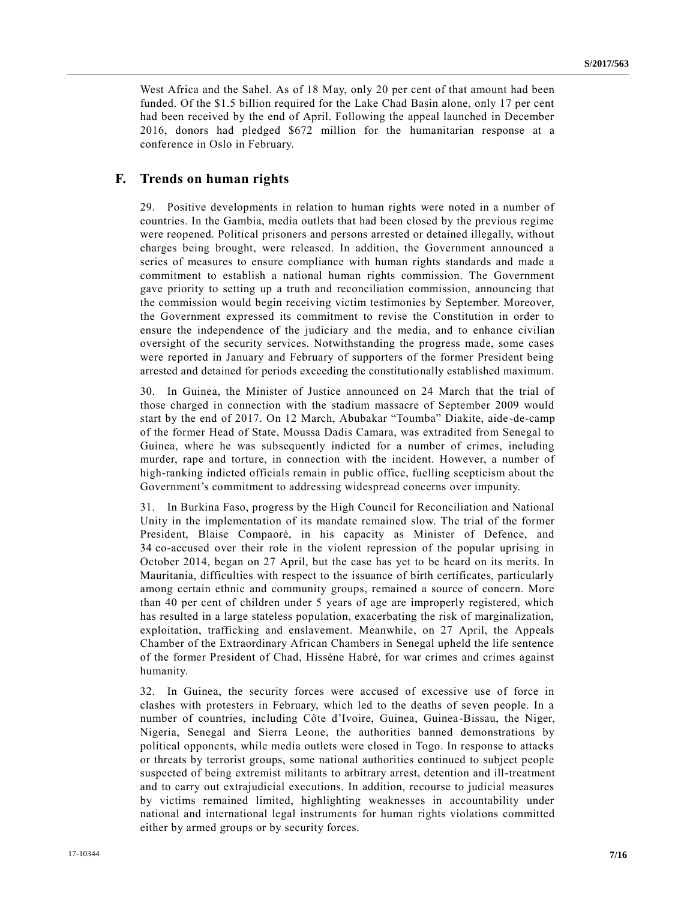West Africa and the Sahel. As of 18 May, only 20 per cent of that amount had been funded. Of the $1.5 billion required for the Lake Chad Basin alone, only 17 per cent had been received by the end of April. Following the appeal launched in December 2016, donors had pledged $672 million for the humanitarian response at a conference in Oslo in February.

## F. Trends on human rights

29. Positive developments in relation to human rights were noted in a number of countries. In the Gambia, media outlets that had been closed by the previous regime were reopened. Political prisoners and persons arrested or detained illegally, without charges being brought, were released. In addition, the Government announced a series of measures to ensure compliance with human rights standards and made a commitment to establish a national human rights commission. The Government gave priority to setting up a truth and reconciliation commission, announcing that the commission would begin receiving victim testimonies by September. Moreover, the Government expressed its commitment to revise the Constitution in order to ensure the independence of the judiciary and the media, and to enhance civilian oversight of the security services. Notwithstanding the progress made, some cases were reported in January and February of supporters of the former President being arrested and detained for periods exceeding the constitutionally established maximum.

30. In Guinea, the Minister of Justice announced on 24 March that the trial of those charged in connection with the stadium massacre of September 2009 would start by the end of 2017. On 12 March, Abubakar "Toumba" Diakite, aide-de-camp of the former Head of State, Moussa Dadis Camara, was extradited from Senegal to Guinea, where he was subsequently indicted for a number of crimes, including murder, rape and torture, in connection with the incident. However, a number of high-ranking indicted officials remain in public office, fuelling scepticism about the Government's commitment to addressing widespread concerns over impunity.

31. In Burkina Faso, progress by the High Council for Reconciliation and National Unity in the implementation of its mandate remained slow. The trial of the former President, Blaise Compaoré, in his capacity as Minister of Defence, and 34 co-accused over their role in the violent repression of the popular uprising in October 2014, began on 27 April, but the case has yet to be heard on its merits. In Mauritania, difficulties with respect to the issuance of birth certificates, particularly among certain ethnic and community groups, remained a source of concern. More than 40 per cent of children under 5 years of age are improperly registered, which has resulted in a large stateless population, exacerbating the risk of marginalization, exploitation, trafficking and enslavement. Meanwhile, on 27 April, the Appeals Chamber of the Extraordinary African Chambers in Senegal upheld the life sentence of the former President of Chad, Hissène Habré, for war crimes and crimes against humanity.

32. In Guinea, the security forces were accused of excessive use of force in clashes with protesters in February, which led to the deaths of seven people. In a number of countries, including Côte d'Ivoire, Guinea, Guinea-Bissau, the Niger, Nigeria, Senegal and Sierra Leone, the authorities banned demonstrations by political opponents, while media outlets were closed in Togo. In response to attacks or threats by terrorist groups, some national authorities continued to subject people suspected of being extremist militants to arbitrary arrest, detention and ill-treatment and to carry out extrajudicial executions. In addition, recourse to judicial measures by victims remained limited, highlighting weaknesses in accountability under national and international legal instruments for human rights violations committed either by armed groups or by security forces.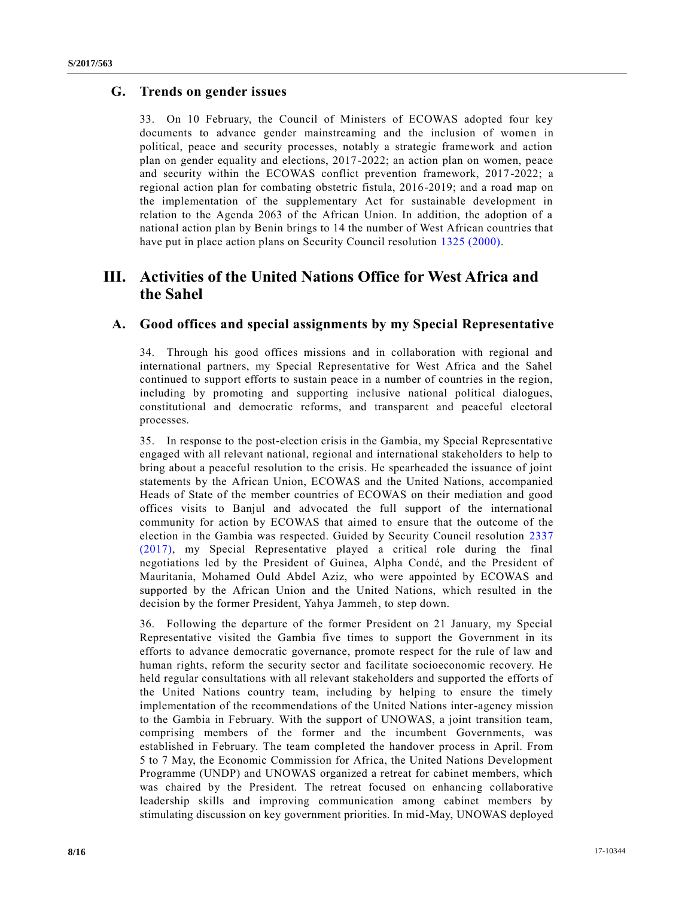## G. Trends on gender issues

33. On 10 February, the Council of Ministers of ECOWAS adopted four key documents to advance gender mainstreaming and the inclusion of women in political, peace and security processes, notably a strategic framework and action plan on gender equality and elections, 2017-2022; an action plan on women, peace and security within the ECOWAS conflict prevention framework, 2017-2022; a regional action plan for combating obstetric fistula, 2016-2019; and a road map on the implementation of the supplementary Act for sustainable development in relation to the Agenda 2063 of the African Union. In addition, the adoption of a national action plan by Benin brings to 14 the number of West African countries that have put in place action plans on Security Council resolution 1325 (2000).

# III. Activities of the United Nations Office for West Africa and the Sahel

## A. Good offices and special assignments by my Special Representative

34. Through his good offices missions and in collaboration with regional and international partners, my Special Representative for West Africa and the Sahel continued to support efforts to sustain peace in a number of countries in the region, including by promoting and supporting inclusive national political dialogues, constitutional and democratic reforms, and transparent and peaceful electoral processes.

35. In response to the post-election crisis in the Gambia, my Special Representative engaged with all relevant national, regional and international stakeholders to help to bring about a peaceful resolution to the crisis. He spearheaded the issuance of joint statements by the African Union, ECOWAS and the United Nations, accompanied Heads of State of the member countries of ECOWAS on their mediation and good offices visits to Banjul and advocated the full support of the international community for action by ECOWAS that aimed to ensure that the outcome of the election in the Gambia was respected. Guided by Security Council resolution 2337 (2017), my Special Representative played a critical role during the final negotiations led by the President of Guinea, Alpha Condé, and the President of Mauritania, Mohamed Ould Abdel Aziz, who were appointed by ECOWAS and supported by the African Union and the United Nations, which resulted in the decision by the former President, Yahya Jammeh, to step down.

36. Following the departure of the former President on 21 January, my Special Representative visited the Gambia five times to support the Government in its efforts to advance democratic governance, promote respect for the rule of law and human rights, reform the security sector and facilitate socioeconomic recovery. He held regular consultations with all relevant stakeholders and supported the efforts of the United Nations country team, including by helping to ensure the timely implementation of the recommendations of the United Nations inter-agency mission to the Gambia in February. With the support of UNOWAS, a joint transition team, comprising members of the former and the incumbent Governments, was established in February. The team completed the handover process in April. From 5 to 7 May, the Economic Commission for Africa, the United Nations Development Programme (UNDP) and UNOWAS organized a retreat for cabinet members, which was chaired by the President. The retreat focused on enhancing collaborative leadership skills and improving communication among cabinet members by stimulating discussion on key government priorities. In mid-May, UNOWAS deployed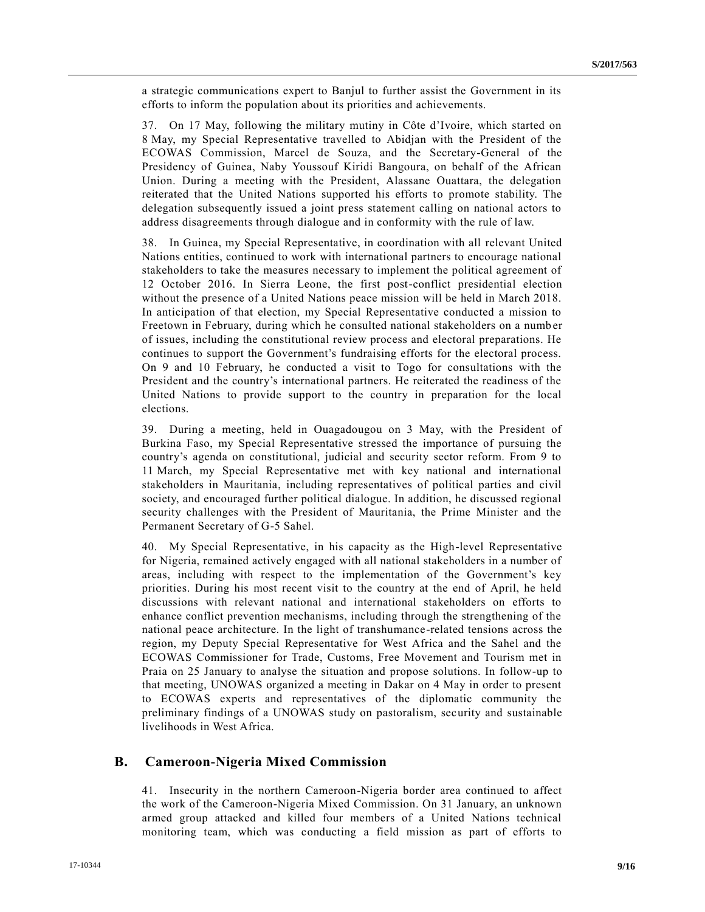a strategic communications expert to Banjul to further assist the Government in its efforts to inform the population about its priorities and achievements.

37. On 17 May, following the military mutiny in Côte d'Ivoire, which started on 8 May, my Special Representative travelled to Abidjan with the President of the ECOWAS Commission, Marcel de Souza, and the Secretary-General of the Presidency of Guinea, Naby Youssouf Kiridi Bangoura, on behalf of the African Union. During a meeting with the President, Alassane Ouattara, the delegation reiterated that the United Nations supported his efforts to promote stability. The delegation subsequently issued a joint press statement calling on national actors to address disagreements through dialogue and in conformity with the rule of law.

38. In Guinea, my Special Representative, in coordination with all relevant United Nations entities, continued to work with international partners to encourage national stakeholders to take the measures necessary to implement the political agreement of 12 October 2016. In Sierra Leone, the first post-conflict presidential election without the presence of a United Nations peace mission will be held in March 2018. In anticipation of that election, my Special Representative conducted a mission to Freetown in February, during which he consulted national stakeholders on a number of issues, including the constitutional review process and electoral preparations. He continues to support the Government's fundraising efforts for the electoral process. On 9 and 10 February, he conducted a visit to Togo for consultations with the President and the country's international partners. He reiterated the readiness of the United Nations to provide support to the country in preparation for the local elections.

39. During a meeting, held in Ouagadougou on 3 May, with the President of Burkina Faso, my Special Representative stressed the importance of pursuing the country's agenda on constitutional, judicial and security sector reform. From 9 to 11 March, my Special Representative met with key national and international stakeholders in Mauritania, including representatives of political parties and civil society, and encouraged further political dialogue. In addition, he discussed regional security challenges with the President of Mauritania, the Prime Minister and the Permanent Secretary of G-5 Sahel.

40. My Special Representative, in his capacity as the High-level Representative for Nigeria, remained actively engaged with all national stakeholders in a number of areas, including with respect to the implementation of the Government's key priorities. During his most recent visit to the country at the end of April, he held discussions with relevant national and international stakeholders on efforts to enhance conflict prevention mechanisms, including through the strengthening of the national peace architecture. In the light of transhumance-related tensions across the region, my Deputy Special Representative for West Africa and the Sahel and the ECOWAS Commissioner for Trade, Customs, Free Movement and Tourism met in Praia on 25 January to analyse the situation and propose solutions. In follow-up to that meeting, UNOWAS organized a meeting in Dakar on 4 May in order to present to ECOWAS experts and representatives of the diplomatic community the preliminary findings of a UNOWAS study on pastoralism, security and sustainable livelihoods in West Africa.

## B. Cameroon-Nigeria Mixed Commission

41. Insecurity in the northern Cameroon-Nigeria border area continued to affect the work of the Cameroon-Nigeria Mixed Commission. On 31 January, an unknown armed group attacked and killed four members of a United Nations technical monitoring team, which was conducting a field mission as part of efforts to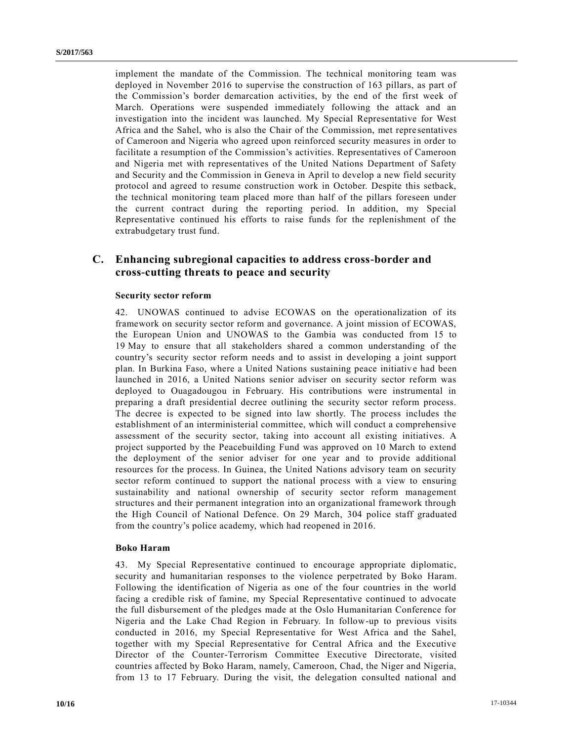implement the mandate of the Commission. The technical monitoring team was deployed in November 2016 to supervise the construction of 163 pillars, as part of the Commission's border demarcation activities, by the end of the first week of March. Operations were suspended immediately following the attack and an investigation into the incident was launched. My Special Representative for West Africa and the Sahel, who is also the Chair of the Commission, met representatives of Cameroon and Nigeria who agreed upon reinforced security measures in order to facilitate a resumption of the Commission's activities. Representatives of Cameroon and Nigeria met with representatives of the United Nations Department of Safety and Security and the Commission in Geneva in April to develop a new field security protocol and agreed to resume construction work in October. Despite this setback, the technical monitoring team placed more than half of the pillars foreseen under the current contract during the reporting period. In addition, my Special Representative continued his efforts to raise funds for the replenishment of the extrabudgetary trust fund.

## C. Enhancing subregional capacities to address cross-border and cross-cutting threats to peace and security

#### Security sector reform

42. UNOWAS continued to advise ECOWAS on the operationalization of its framework on security sector reform and governance. A joint mission of ECOWAS, the European Union and UNOWAS to the Gambia was conducted from 15 to 19 May to ensure that all stakeholders shared a common understanding of the country's security sector reform needs and to assist in developing a joint support plan. In Burkina Faso, where a United Nations sustaining peace initiative had been launched in 2016, a United Nations senior adviser on security sector reform was deployed to Ouagadougou in February. His contributions were instrumental in preparing a draft presidential decree outlining the security sector reform process. The decree is expected to be signed into law shortly. The process includes the establishment of an interministerial committee, which will conduct a comprehensive assessment of the security sector, taking into account all existing initiatives. A project supported by the Peacebuilding Fund was approved on 10 March to extend the deployment of the senior adviser for one year and to provide additional resources for the process. In Guinea, the United Nations advisory team on security sector reform continued to support the national process with a view to ensuring sustainability and national ownership of security sector reform management structures and their permanent integration into an organizational framework through the High Council of National Defence. On 29 March, 304 police staff graduated from the country's police academy, which had reopened in 2016.

#### Boko Haram

43. My Special Representative continued to encourage appropriate diplomatic, security and humanitarian responses to the violence perpetrated by Boko Haram. Following the identification of Nigeria as one of the four countries in the world facing a credible risk of famine, my Special Representative continued to advocate the full disbursement of the pledges made at the Oslo Humanitarian Conference for Nigeria and the Lake Chad Region in February. In follow-up to previous visits conducted in 2016, my Special Representative for West Africa and the Sahel, together with my Special Representative for Central Africa and the Executive Director of the Counter-Terrorism Committee Executive Directorate, visited countries affected by Boko Haram, namely, Cameroon, Chad, the Niger and Nigeria, from 13 to 17 February. During the visit, the delegation consulted national and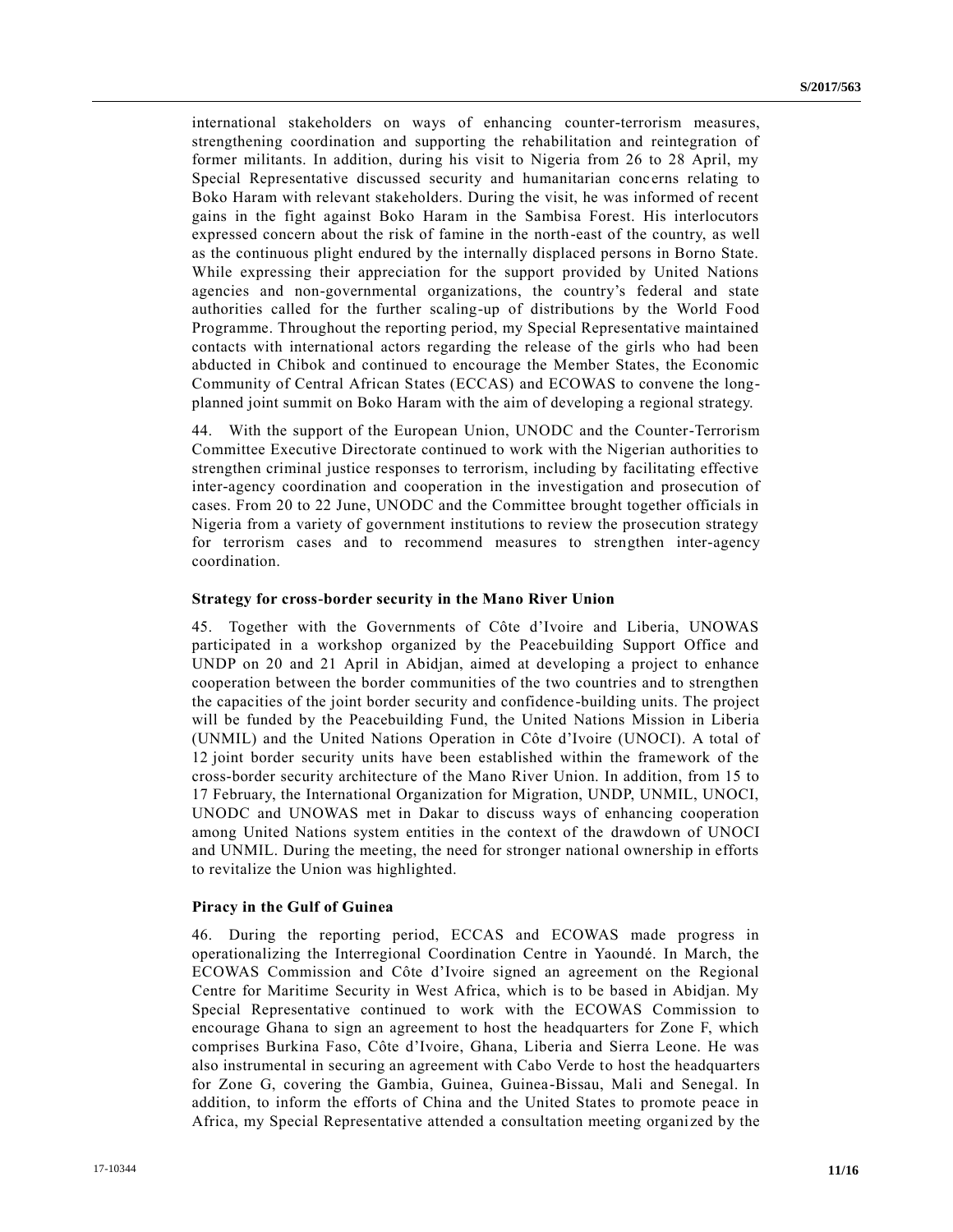international stakeholders on ways of enhancing counter-terrorism measures, strengthening coordination and supporting the rehabilitation and reintegration of former militants. In addition, during his visit to Nigeria from 26 to 28 April, my Special Representative discussed security and humanitarian concerns relating to Boko Haram with relevant stakeholders. During the visit, he was informed of recent gains in the fight against Boko Haram in the Sambisa Forest. His interlocutors expressed concern about the risk of famine in the north-east of the country, as well as the continuous plight endured by the internally displaced persons in Borno State. While expressing their appreciation for the support provided by United Nations agencies and non-governmental organizations, the country's federal and state authorities called for the further scaling-up of distributions by the World Food Programme. Throughout the reporting period, my Special Representative maintained contacts with international actors regarding the release of the girls who had been abducted in Chibok and continued to encourage the Member States, the Economic Community of Central African States (ECCAS) and ECOWAS to convene the long-planned joint summit on Boko Haram with the aim of developing a regional strategy.

44. With the support of the European Union, UNODC and the Counter-Terrorism Committee Executive Directorate continued to work with the Nigerian authorities to strengthen criminal justice responses to terrorism, including by facilitating effective inter-agency coordination and cooperation in the investigation and prosecution of cases. From 20 to 22 June, UNODC and the Committee brought together officials in Nigeria from a variety of government institutions to review the prosecution strategy for terrorism cases and to recommend measures to strengthen inter-agency coordination.

**Strategy for cross-border security in the Mano River Union**

45. Together with the Governments of Côte d'Ivoire and Liberia, UNOWAS participated in a workshop organized by the Peacebuilding Support Office and UNDP on 20 and 21 April in Abidjan, aimed at developing a project to enhance cooperation between the border communities of the two countries and to strengthen the capacities of the joint border security and confidence-building units. The project will be funded by the Peacebuilding Fund, the United Nations Mission in Liberia (UNMIL) and the United Nations Operation in Côte d'Ivoire (UNOCI). A total of 12 joint border security units have been established within the framework of the cross-border security architecture of the Mano River Union. In addition, from 15 to 17 February, the International Organization for Migration, UNDP, UNMIL, UNOCI, UNODC and UNOWAS met in Dakar to discuss ways of enhancing cooperation among United Nations system entities in the context of the drawdown of UNOCI and UNMIL. During the meeting, the need for stronger national ownership in efforts to revitalize the Union was highlighted.

**Piracy in the Gulf of Guinea**

46. During the reporting period, ECCAS and ECOWAS made progress in operationalizing the Interregional Coordination Centre in Yaoundé. In March, the ECOWAS Commission and Côte d'Ivoire signed an agreement on the Regional Centre for Maritime Security in West Africa, which is to be based in Abidjan. My Special Representative continued to work with the ECOWAS Commission to encourage Ghana to sign an agreement to host the headquarters for Zone F, which comprises Burkina Faso, Côte d'Ivoire, Ghana, Liberia and Sierra Leone. He was also instrumental in securing an agreement with Cabo Verde to host the headquarters for Zone G, covering the Gambia, Guinea, Guinea-Bissau, Mali and Senegal. In addition, to inform the efforts of China and the United States to promote peace in Africa, my Special Representative attended a consultation meeting organized by the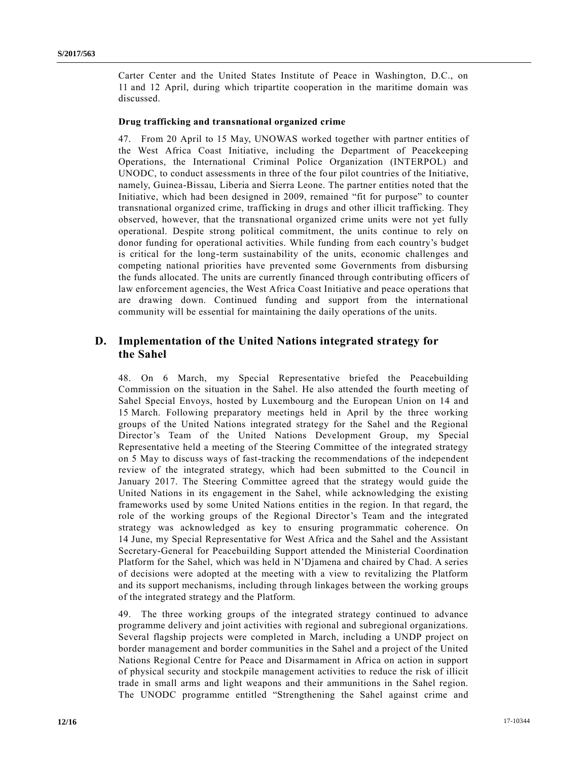Carter Center and the United States Institute of Peace in Washington, D.C., on 11 and 12 April, during which tripartite cooperation in the maritime domain was discussed.

**Drug trafficking and transnational organized crime**

47. From 20 April to 15 May, UNOWAS worked together with partner entities of the West Africa Coast Initiative, including the Department of Peacekeeping Operations, the International Criminal Police Organization (INTERPOL) and UNODC, to conduct assessments in three of the four pilot countries of the Initiative, namely, Guinea-Bissau, Liberia and Sierra Leone. The partner entities noted that the Initiative, which had been designed in 2009, remained "fit for purpose" to counter transnational organized crime, trafficking in drugs and other illicit trafficking. They observed, however, that the transnational organized crime units were not yet fully operational. Despite strong political commitment, the units continue to rely on donor funding for operational activities. While funding from each country's budget is critical for the long-term sustainability of the units, economic challenges and competing national priorities have prevented some Governments from disbursing the funds allocated. The units are currently financed through contributing officers of law enforcement agencies, the West Africa Coast Initiative and peace operations that are drawing down. Continued funding and support from the international community will be essential for maintaining the daily operations of the units.

## D. Implementation of the United Nations integrated strategy for the Sahel

48. On 6 March, my Special Representative briefed the Peacebuilding Commission on the situation in the Sahel. He also attended the fourth meeting of Sahel Special Envoys, hosted by Luxembourg and the European Union on 14 and 15 March. Following preparatory meetings held in April by the three working groups of the United Nations integrated strategy for the Sahel and the Regional Director's Team of the United Nations Development Group, my Special Representative held a meeting of the Steering Committee of the integrated strategy on 5 May to discuss ways of fast-tracking the recommendations of the independent review of the integrated strategy, which had been submitted to the Council in January 2017. The Steering Committee agreed that the strategy would guide the United Nations in its engagement in the Sahel, while acknowledging the existing frameworks used by some United Nations entities in the region. In that regard, the role of the working groups of the Regional Director's Team and the integrated strategy was acknowledged as key to ensuring programmatic coherence. On 14 June, my Special Representative for West Africa and the Sahel and the Assistant Secretary-General for Peacebuilding Support attended the Ministerial Coordination Platform for the Sahel, which was held in N'Djamena and chaired by Chad. A series of decisions were adopted at the meeting with a view to revitalizing the Platform and its support mechanisms, including through linkages between the working groups of the integrated strategy and the Platform.

49. The three working groups of the integrated strategy continued to advance programme delivery and joint activities with regional and subregional organizations. Several flagship projects were completed in March, including a UNDP project on border management and border communities in the Sahel and a project of the United Nations Regional Centre for Peace and Disarmament in Africa on action in support of physical security and stockpile management activities to reduce the risk of illicit trade in small arms and light weapons and their ammunitions in the Sahel region. The UNODC programme entitled "Strengthening the Sahel against crime and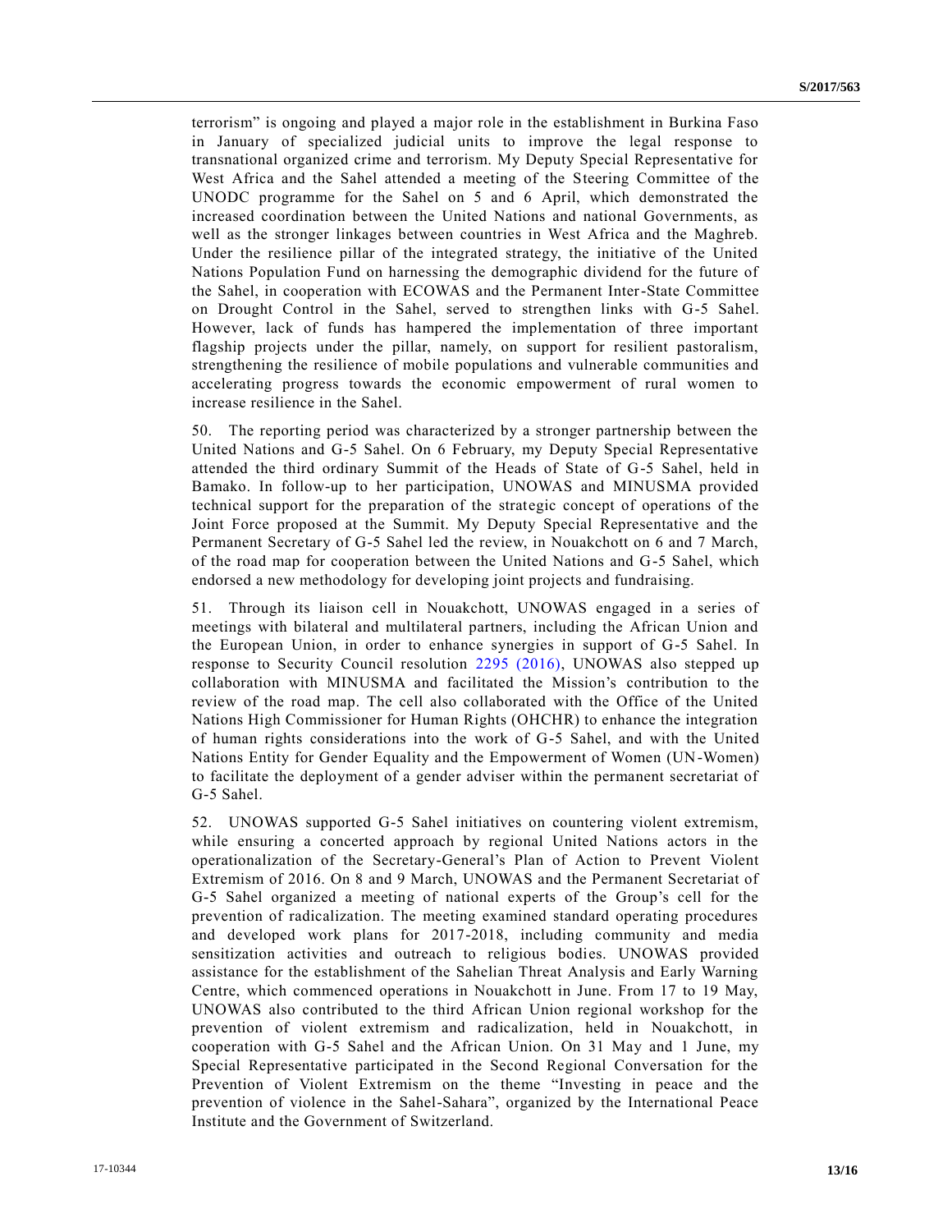terrorism" is ongoing and played a major role in the establishment in Burkina Faso in January of specialized judicial units to improve the legal response to transnational organized crime and terrorism. My Deputy Special Representative for West Africa and the Sahel attended a meeting of the Steering Committee of the UNODC programme for the Sahel on 5 and 6 April, which demonstrated the increased coordination between the United Nations and national Governments, as well as the stronger linkages between countries in West Africa and the Maghreb. Under the resilience pillar of the integrated strategy, the initiative of the United Nations Population Fund on harnessing the demographic dividend for the future of the Sahel, in cooperation with ECOWAS and the Permanent Inter-State Committee on Drought Control in the Sahel, served to strengthen links with G-5 Sahel. However, lack of funds has hampered the implementation of three important flagship projects under the pillar, namely, on support for resilient pastoralism, strengthening the resilience of mobile populations and vulnerable communities and accelerating progress towards the economic empowerment of rural women to increase resilience in the Sahel.

50. The reporting period was characterized by a stronger partnership between the United Nations and G-5 Sahel. On 6 February, my Deputy Special Representative attended the third ordinary Summit of the Heads of State of G-5 Sahel, held in Bamako. In follow-up to her participation, UNOWAS and MINUSMA provided technical support for the preparation of the strategic concept of operations of the Joint Force proposed at the Summit. My Deputy Special Representative and the Permanent Secretary of G-5 Sahel led the review, in Nouakchott on 6 and 7 March, of the road map for cooperation between the United Nations and G-5 Sahel, which endorsed a new methodology for developing joint projects and fundraising.

51. Through its liaison cell in Nouakchott, UNOWAS engaged in a series of meetings with bilateral and multilateral partners, including the African Union and the European Union, in order to enhance synergies in support of G-5 Sahel. In response to Security Council resolution 2295 (2016), UNOWAS also stepped up collaboration with MINUSMA and facilitated the Mission's contribution to the review of the road map. The cell also collaborated with the Office of the United Nations High Commissioner for Human Rights (OHCHR) to enhance the integration of human rights considerations into the work of G-5 Sahel, and with the United Nations Entity for Gender Equality and the Empowerment of Women (UN-Women) to facilitate the deployment of a gender adviser within the permanent secretariat of G-5 Sahel.

52. UNOWAS supported G-5 Sahel initiatives on countering violent extremism, while ensuring a concerted approach by regional United Nations actors in the operationalization of the Secretary-General's Plan of Action to Prevent Violent Extremism of 2016. On 8 and 9 March, UNOWAS and the Permanent Secretariat of G-5 Sahel organized a meeting of national experts of the Group's cell for the prevention of radicalization. The meeting examined standard operating procedures and developed work plans for 2017-2018, including community and media sensitization activities and outreach to religious bodies. UNOWAS provided assistance for the establishment of the Sahelian Threat Analysis and Early Warning Centre, which commenced operations in Nouakchott in June. From 17 to 19 May, UNOWAS also contributed to the third African Union regional workshop for the prevention of violent extremism and radicalization, held in Nouakchott, in cooperation with G-5 Sahel and the African Union. On 31 May and 1 June, my Special Representative participated in the Second Regional Conversation for the Prevention of Violent Extremism on the theme "Investing in peace and the prevention of violence in the Sahel-Sahara", organized by the International Peace Institute and the Government of Switzerland.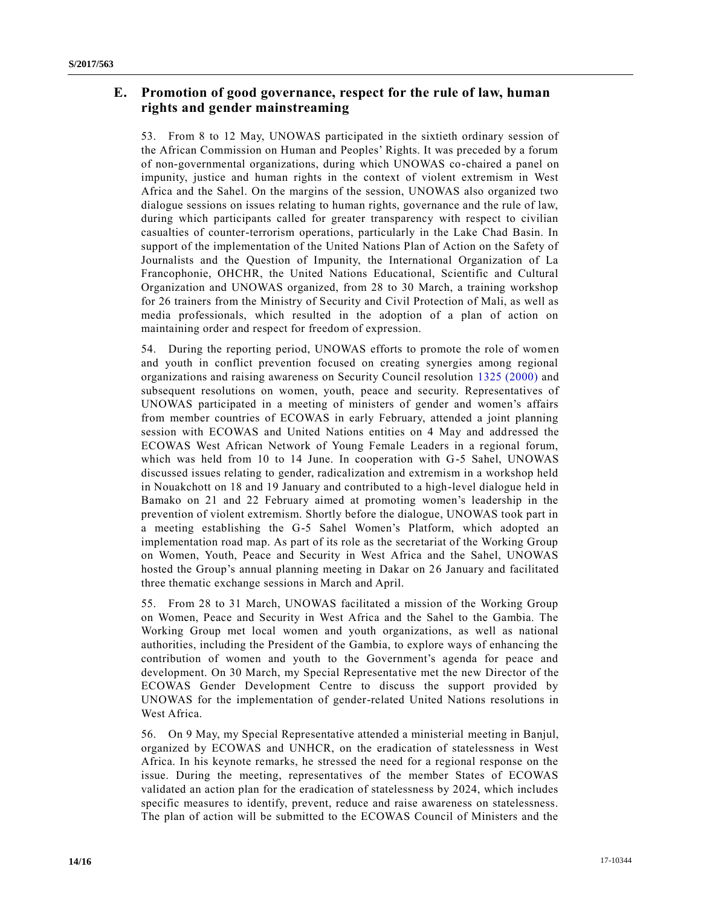## E. Promotion of good governance, respect for the rule of law, human rights and gender mainstreaming

53. From 8 to 12 May, UNOWAS participated in the sixtieth ordinary session of the African Commission on Human and Peoples' Rights. It was preceded by a forum of non-governmental organizations, during which UNOWAS co-chaired a panel on impunity, justice and human rights in the context of violent extremism in West Africa and the Sahel. On the margins of the session, UNOWAS also organized two dialogue sessions on issues relating to human rights, governance and the rule of law, during which participants called for greater transparency with respect to civilian casualties of counter-terrorism operations, particularly in the Lake Chad Basin. In support of the implementation of the United Nations Plan of Action on the Safety of Journalists and the Question of Impunity, the International Organization of La Francophonie, OHCHR, the United Nations Educational, Scientific and Cultural Organization and UNOWAS organized, from 28 to 30 March, a training workshop for 26 trainers from the Ministry of Security and Civil Protection of Mali, as well as media professionals, which resulted in the adoption of a plan of action on maintaining order and respect for freedom of expression.

54. During the reporting period, UNOWAS efforts to promote the role of women and youth in conflict prevention focused on creating synergies among regional organizations and raising awareness on Security Council resolution 1325 (2000) and subsequent resolutions on women, youth, peace and security. Representatives of UNOWAS participated in a meeting of ministers of gender and women's affairs from member countries of ECOWAS in early February, attended a joint planning session with ECOWAS and United Nations entities on 4 May and addressed the ECOWAS West African Network of Young Female Leaders in a regional forum, which was held from 10 to 14 June. In cooperation with G-5 Sahel, UNOWAS discussed issues relating to gender, radicalization and extremism in a workshop held in Nouakchott on 18 and 19 January and contributed to a high-level dialogue held in Bamako on 21 and 22 February aimed at promoting women's leadership in the prevention of violent extremism. Shortly before the dialogue, UNOWAS took part in a meeting establishing the G-5 Sahel Women's Platform, which adopted an implementation road map. As part of its role as the secretariat of the Working Group on Women, Youth, Peace and Security in West Africa and the Sahel, UNOWAS hosted the Group's annual planning meeting in Dakar on 26 January and facilitated three thematic exchange sessions in March and April.

55. From 28 to 31 March, UNOWAS facilitated a mission of the Working Group on Women, Peace and Security in West Africa and the Sahel to the Gambia. The Working Group met local women and youth organizations, as well as national authorities, including the President of the Gambia, to explore ways of enhancing the contribution of women and youth to the Government's agenda for peace and development. On 30 March, my Special Representative met the new Director of the ECOWAS Gender Development Centre to discuss the support provided by UNOWAS for the implementation of gender-related United Nations resolutions in West Africa.

56. On 9 May, my Special Representative attended a ministerial meeting in Banjul, organized by ECOWAS and UNHCR, on the eradication of statelessness in West Africa. In his keynote remarks, he stressed the need for a regional response on the issue. During the meeting, representatives of the member States of ECOWAS validated an action plan for the eradication of statelessness by 2024, which includes specific measures to identify, prevent, reduce and raise awareness on statelessness. The plan of action will be submitted to the ECOWAS Council of Ministers and the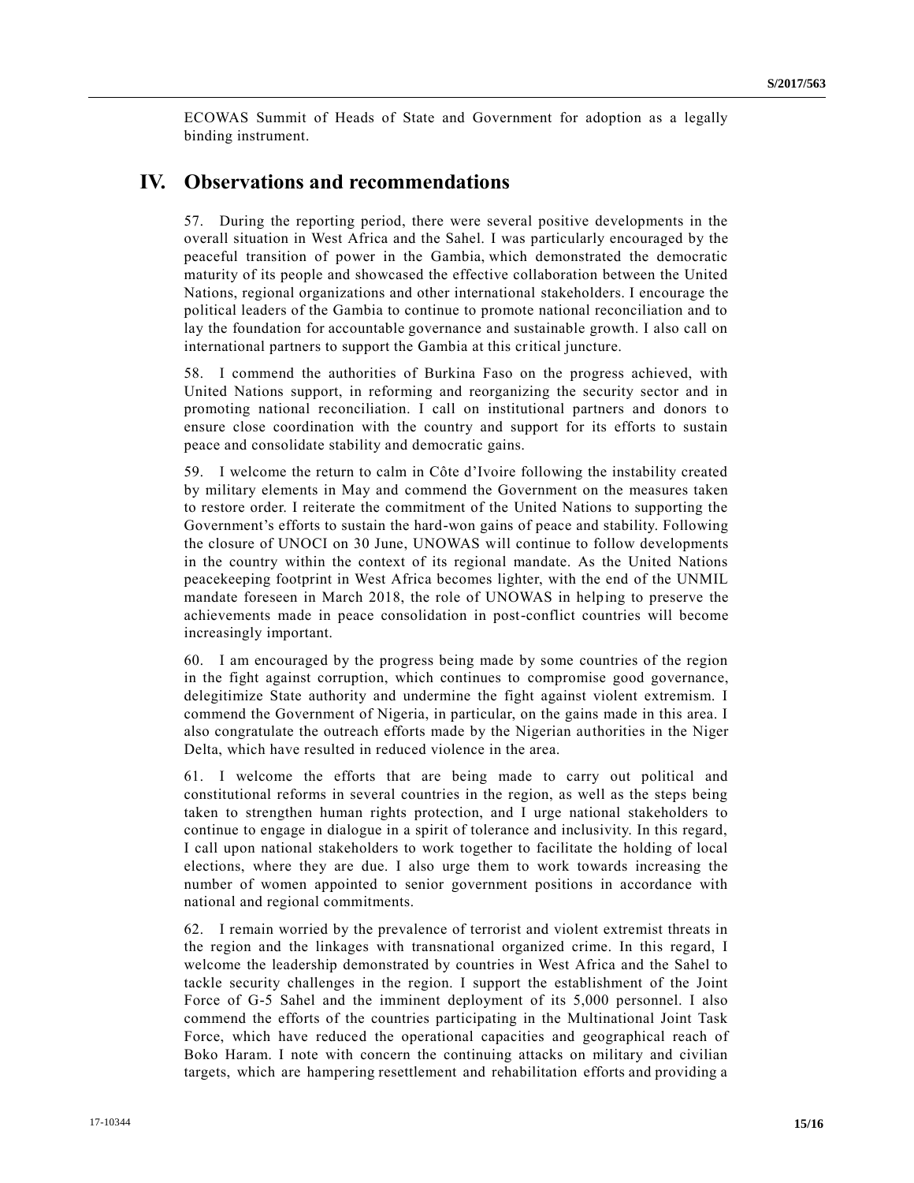ECOWAS Summit of Heads of State and Government for adoption as a legally binding instrument.

## IV. Observations and recommendations

57. During the reporting period, there were several positive developments in the overall situation in West Africa and the Sahel. I was particularly encouraged by the peaceful transition of power in the Gambia, which demonstrated the democratic maturity of its people and showcased the effective collaboration between the United Nations, regional organizations and other international stakeholders. I encourage the political leaders of the Gambia to continue to promote national reconciliation and to lay the foundation for accountable governance and sustainable growth. I also call on international partners to support the Gambia at this critical juncture.

58. I commend the authorities of Burkina Faso on the progress achieved, with United Nations support, in reforming and reorganizing the security sector and in promoting national reconciliation. I call on institutional partners and donors to ensure close coordination with the country and support for its efforts to sustain peace and consolidate stability and democratic gains.

59. I welcome the return to calm in Côte d'Ivoire following the instability created by military elements in May and commend the Government on the measures taken to restore order. I reiterate the commitment of the United Nations to supporting the Government's efforts to sustain the hard-won gains of peace and stability. Following the closure of UNOCI on 30 June, UNOWAS will continue to follow developments in the country within the context of its regional mandate. As the United Nations peacekeeping footprint in West Africa becomes lighter, with the end of the UNMIL mandate foreseen in March 2018, the role of UNOWAS in helping to preserve the achievements made in peace consolidation in post-conflict countries will become increasingly important.

60. I am encouraged by the progress being made by some countries of the region in the fight against corruption, which continues to compromise good governance, delegitimize State authority and undermine the fight against violent extremism. I commend the Government of Nigeria, in particular, on the gains made in this area. I also congratulate the outreach efforts made by the Nigerian authorities in the Niger Delta, which have resulted in reduced violence in the area.

61. I welcome the efforts that are being made to carry out political and constitutional reforms in several countries in the region, as well as the steps being taken to strengthen human rights protection, and I urge national stakeholders to continue to engage in dialogue in a spirit of tolerance and inclusivity. In this regard, I call upon national stakeholders to work together to facilitate the holding of local elections, where they are due. I also urge them to work towards increasing the number of women appointed to senior government positions in accordance with national and regional commitments.

62. I remain worried by the prevalence of terrorist and violent extremist threats in the region and the linkages with transnational organized crime. In this regard, I welcome the leadership demonstrated by countries in West Africa and the Sahel to tackle security challenges in the region. I support the establishment of the Joint Force of G-5 Sahel and the imminent deployment of its 5,000 personnel. I also commend the efforts of the countries participating in the Multinational Joint Task Force, which have reduced the operational capacities and geographical reach of Boko Haram. I note with concern the continuing attacks on military and civilian targets, which are hampering resettlement and rehabilitation efforts and providing a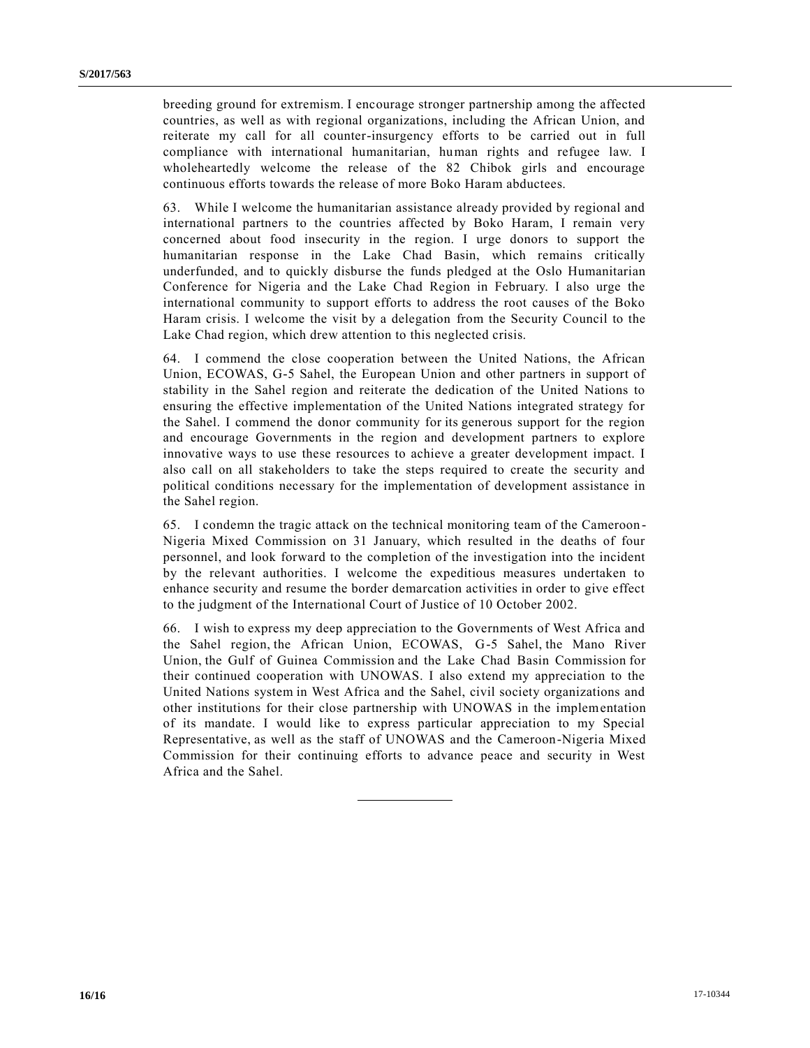breeding ground for extremism. I encourage stronger partnership among the affected countries, as well as with regional organizations, including the African Union, and reiterate my call for all counter-insurgency efforts to be carried out in full compliance with international humanitarian, human rights and refugee law. I wholeheartedly welcome the release of the 82 Chibok girls and encourage continuous efforts towards the release of more Boko Haram abductees.

63. While I welcome the humanitarian assistance already provided by regional and international partners to the countries affected by Boko Haram, I remain very concerned about food insecurity in the region. I urge donors to support the humanitarian response in the Lake Chad Basin, which remains critically underfunded, and to quickly disburse the funds pledged at the Oslo Humanitarian Conference for Nigeria and the Lake Chad Region in February. I also urge the international community to support efforts to address the root causes of the Boko Haram crisis. I welcome the visit by a delegation from the Security Council to the Lake Chad region, which drew attention to this neglected crisis.

64. I commend the close cooperation between the United Nations, the African Union, ECOWAS, G-5 Sahel, the European Union and other partners in support of stability in the Sahel region and reiterate the dedication of the United Nations to ensuring the effective implementation of the United Nations integrated strategy for the Sahel. I commend the donor community for its generous support for the region and encourage Governments in the region and development partners to explore innovative ways to use these resources to achieve a greater development impact. I also call on all stakeholders to take the steps required to create the security and political conditions necessary for the implementation of development assistance in the Sahel region.

65. I condemn the tragic attack on the technical monitoring team of the Cameroon-Nigeria Mixed Commission on 31 January, which resulted in the deaths of four personnel, and look forward to the completion of the investigation into the incident by the relevant authorities. I welcome the expeditious measures undertaken to enhance security and resume the border demarcation activities in order to give effect to the judgment of the International Court of Justice of 10 October 2002.

66. I wish to express my deep appreciation to the Governments of West Africa and the Sahel region, the African Union, ECOWAS, G-5 Sahel, the Mano River Union, the Gulf of Guinea Commission and the Lake Chad Basin Commission for their continued cooperation with UNOWAS. I also extend my appreciation to the United Nations system in West Africa and the Sahel, civil society organizations and other institutions for their close partnership with UNOWAS in the implementation of its mandate. I would like to express particular appreciation to my Special Representative, as well as the staff of UNOWAS and the Cameroon-Nigeria Mixed Commission for their continuing efforts to advance peace and security in West Africa and the Sahel.